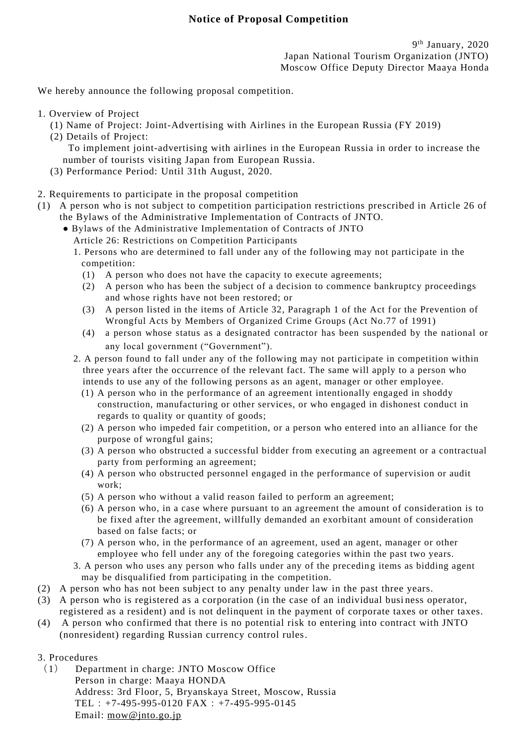# Notice of Proposal Competition

9th January, 2020
Japan National Tourism Organization (JNTO)
Moscow Office Deputy Director Maaya Honda

We hereby announce the following proposal competition.

1. Overview of Project
   (1) Name of Project: Joint-Advertising with Airlines in the European Russia (FY 2019)
   (2) Details of Project:
   To implement joint-advertising with airlines in the European Russia in order to increase the number of tourists visiting Japan from European Russia.
   (3) Performance Period: Until 31th August, 2020.

2. Requirements to participate in the proposal competition

(1) A person who is not subject to competition participation restrictions prescribed in Article 26 of the Bylaws of the Administrative Implementation of Contracts of JNTO.

● Bylaws of the Administrative Implementation of Contracts of JNTO
Article 26: Restrictions on Competition Participants

1. Persons who are determined to fall under any of the following may not participate in the competition:
   (1) A person who does not have the capacity to execute agreements;
   (2) A person who has been the subject of a decision to commence bankruptcy proceedings and whose rights have not been restored; or
   (3) A person listed in the items of Article 32, Paragraph 1 of the Act for the Prevention of Wrongful Acts by Members of Organized Crime Groups (Act No.77 of 1991)
   (4) a person whose status as a designated contractor has been suspended by the national or any local government (“Government”).
2. A person found to fall under any of the following may not participate in competition within three years after the occurrence of the relevant fact. The same will apply to a person who intends to use any of the following persons as an agent, manager or other employee.
   (1) A person who in the performance of an agreement intentionally engaged in shoddy construction, manufacturing or other services, or who engaged in dishonest conduct in regards to quality or quantity of goods;
   (2) A person who impeded fair competition, or a person who entered into an alliance for the purpose of wrongful gains;
   (3) A person who obstructed a successful bidder from executing an agreement or a contractual party from performing an agreement;
   (4) A person who obstructed personnel engaged in the performance of supervision or audit work;
   (5) A person who without a valid reason failed to perform an agreement;
   (6) A person who, in a case where pursuant to an agreement the amount of consideration is to be fixed after the agreement, willfully demanded an exorbitant amount of consideration based on false facts; or
   (7) A person who, in the performance of an agreement, used an agent, manager or other employee who fell under any of the foregoing categories within the past two years.
3. A person who uses any person who falls under any of the preceding items as bidding agent may be disqualified from participating in the competition.

(2) A person who has not been subject to any penalty under law in the past three years.

(3) A person who is registered as a corporation (in the case of an individual business operator, registered as a resident) and is not delinquent in the payment of corporate taxes or other taxes.

(4) A person who confirmed that there is no potential risk to entering into contract with JNTO (nonresident) regarding Russian currency control rules.

3. Procedures

（1） Department in charge: JNTO Moscow Office
Person in charge: Maaya HONDA
Address: 3rd Floor, 5, Bryanskaya Street, Moscow, Russia
TEL : +7-495-995-0120 FAX : +7-495-995-0145
Email: mow@jnto.go.jp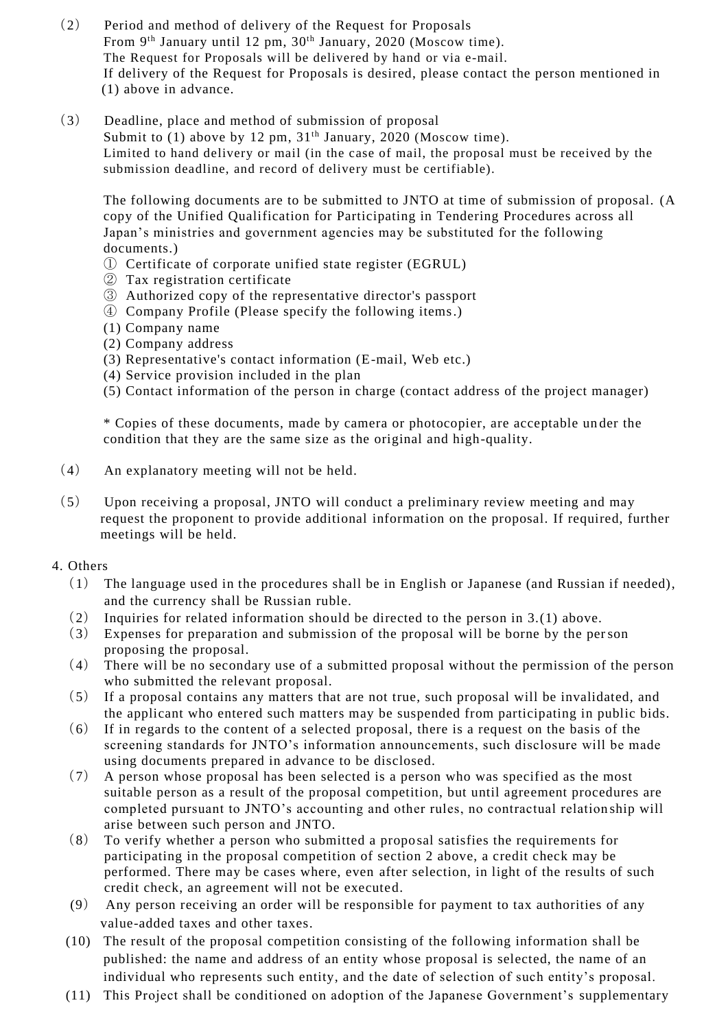（2） Period and method of delivery of the Request for Proposals
From 9th January until 12 pm, 30th January, 2020 (Moscow time).
The Request for Proposals will be delivered by hand or via e-mail.
If delivery of the Request for Proposals is desired, please contact the person mentioned in (1) above in advance.

（3） Deadline, place and method of submission of proposal
Submit to (1) above by 12 pm, 31th January, 2020 (Moscow time).
Limited to hand delivery or mail (in the case of mail, the proposal must be received by the submission deadline, and record of delivery must be certifiable).

The following documents are to be submitted to JNTO at time of submission of proposal. (A copy of the Unified Qualification for Participating in Tendering Procedures across all Japan's ministries and government agencies may be substituted for the following documents.)

① Certificate of corporate unified state register (EGRUL)
② Tax registration certificate
③ Authorized copy of the representative director's passport
④ Company Profile (Please specify the following items.)
(1) Company name
(2) Company address
(3) Representative's contact information (E-mail, Web etc.)
(4) Service provision included in the plan
(5) Contact information of the person in charge (contact address of the project manager)

* Copies of these documents, made by camera or photocopier, are acceptable under the condition that they are the same size as the original and high-quality.

（4） An explanatory meeting will not be held.

（5） Upon receiving a proposal, JNTO will conduct a preliminary review meeting and may request the proponent to provide additional information on the proposal. If required, further meetings will be held.

4. Others

（1） The language used in the procedures shall be in English or Japanese (and Russian if needed), and the currency shall be Russian ruble.
（2） Inquiries for related information should be directed to the person in 3.(1) above.
（3） Expenses for preparation and submission of the proposal will be borne by the person proposing the proposal.
（4） There will be no secondary use of a submitted proposal without the permission of the person who submitted the relevant proposal.
（5） If a proposal contains any matters that are not true, such proposal will be invalidated, and the applicant who entered such matters may be suspended from participating in public bids.
（6） If in regards to the content of a selected proposal, there is a request on the basis of the screening standards for JNTO's information announcements, such disclosure will be made using documents prepared in advance to be disclosed.
（7） A person whose proposal has been selected is a person who was specified as the most suitable person as a result of the proposal competition, but until agreement procedures are completed pursuant to JNTO's accounting and other rules, no contractual relationship will arise between such person and JNTO.
（8） To verify whether a person who submitted a proposal satisfies the requirements for participating in the proposal competition of section 2 above, a credit check may be performed. There may be cases where, even after selection, in light of the results of such credit check, an agreement will not be executed.
(9) Any person receiving an order will be responsible for payment to tax authorities of any value-added taxes and other taxes.
(10) The result of the proposal competition consisting of the following information shall be published: the name and address of an entity whose proposal is selected, the name of an individual who represents such entity, and the date of selection of such entity's proposal.
(11) This Project shall be conditioned on adoption of the Japanese Government's supplementary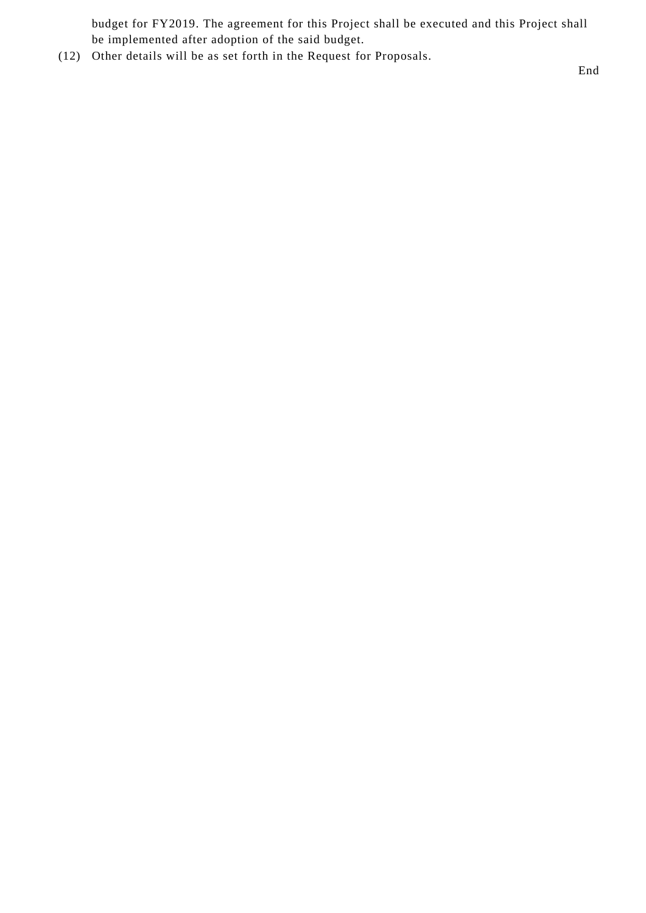budget for FY2019. The agreement for this Project shall be executed and this Project shall be implemented after adoption of the said budget.

(12) Other details will be as set forth in the Request for Proposals.

End